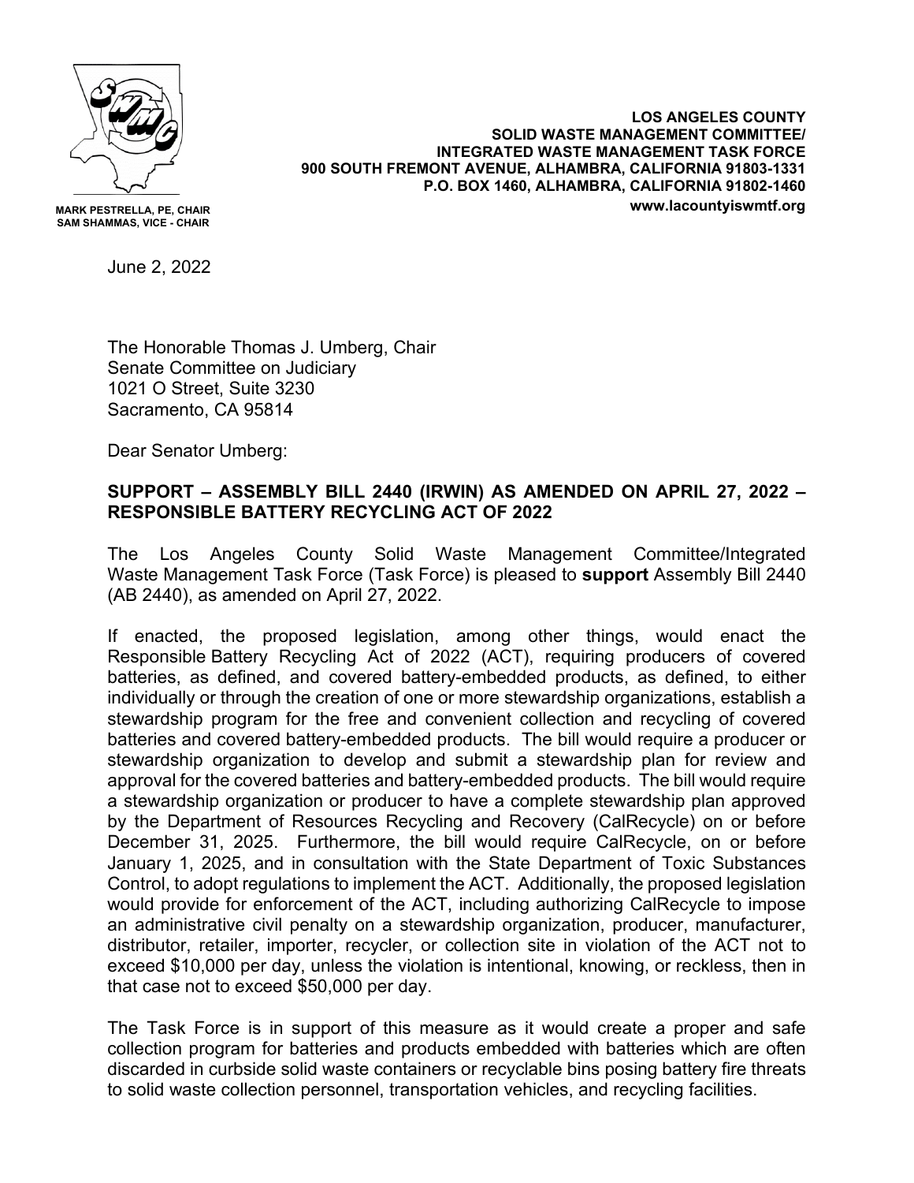**LOS ANGELES COUNTY**
**SOLID WASTE MANAGEMENT COMMITTEE/**
**INTEGRATED WASTE MANAGEMENT TASK FORCE**
**900 SOUTH FREMONT AVENUE, ALHAMBRA, CALIFORNIA 91803-1331**
**P.O. BOX 1460, ALHAMBRA, CALIFORNIA 91802-1460**
**www.lacountyiswmtf.org**

**MARK PESTRELLA, PE, CHAIR**
**SAM SHAMMAS, VICE - CHAIR**

June 2, 2022

The Honorable Thomas J. Umberg, Chair
Senate Committee on Judiciary
1021 O Street, Suite 3230
Sacramento, CA 95814

Dear Senator Umberg:

**SUPPORT – ASSEMBLY BILL 2440 (IRWIN) AS AMENDED ON APRIL 27, 2022 – RESPONSIBLE BATTERY RECYCLING ACT OF 2022**

The Los Angeles County Solid Waste Management Committee/Integrated Waste Management Task Force (Task Force) is pleased to **support** Assembly Bill 2440 (AB 2440), as amended on April 27, 2022.

If enacted, the proposed legislation, among other things, would enact the Responsible Battery Recycling Act of 2022 (ACT), requiring producers of covered batteries, as defined, and covered battery-embedded products, as defined, to either individually or through the creation of one or more stewardship organizations, establish a stewardship program for the free and convenient collection and recycling of covered batteries and covered battery-embedded products. The bill would require a producer or stewardship organization to develop and submit a stewardship plan for review and approval for the covered batteries and battery-embedded products. The bill would require a stewardship organization or producer to have a complete stewardship plan approved by the Department of Resources Recycling and Recovery (CalRecycle) on or before December 31, 2025. Furthermore, the bill would require CalRecycle, on or before January 1, 2025, and in consultation with the State Department of Toxic Substances Control, to adopt regulations to implement the ACT. Additionally, the proposed legislation would provide for enforcement of the ACT, including authorizing CalRecycle to impose an administrative civil penalty on a stewardship organization, producer, manufacturer, distributor, retailer, importer, recycler, or collection site in violation of the ACT not to exceed $10,000 per day, unless the violation is intentional, knowing, or reckless, then in that case not to exceed $50,000 per day.

The Task Force is in support of this measure as it would create a proper and safe collection program for batteries and products embedded with batteries which are often discarded in curbside solid waste containers or recyclable bins posing battery fire threats to solid waste collection personnel, transportation vehicles, and recycling facilities.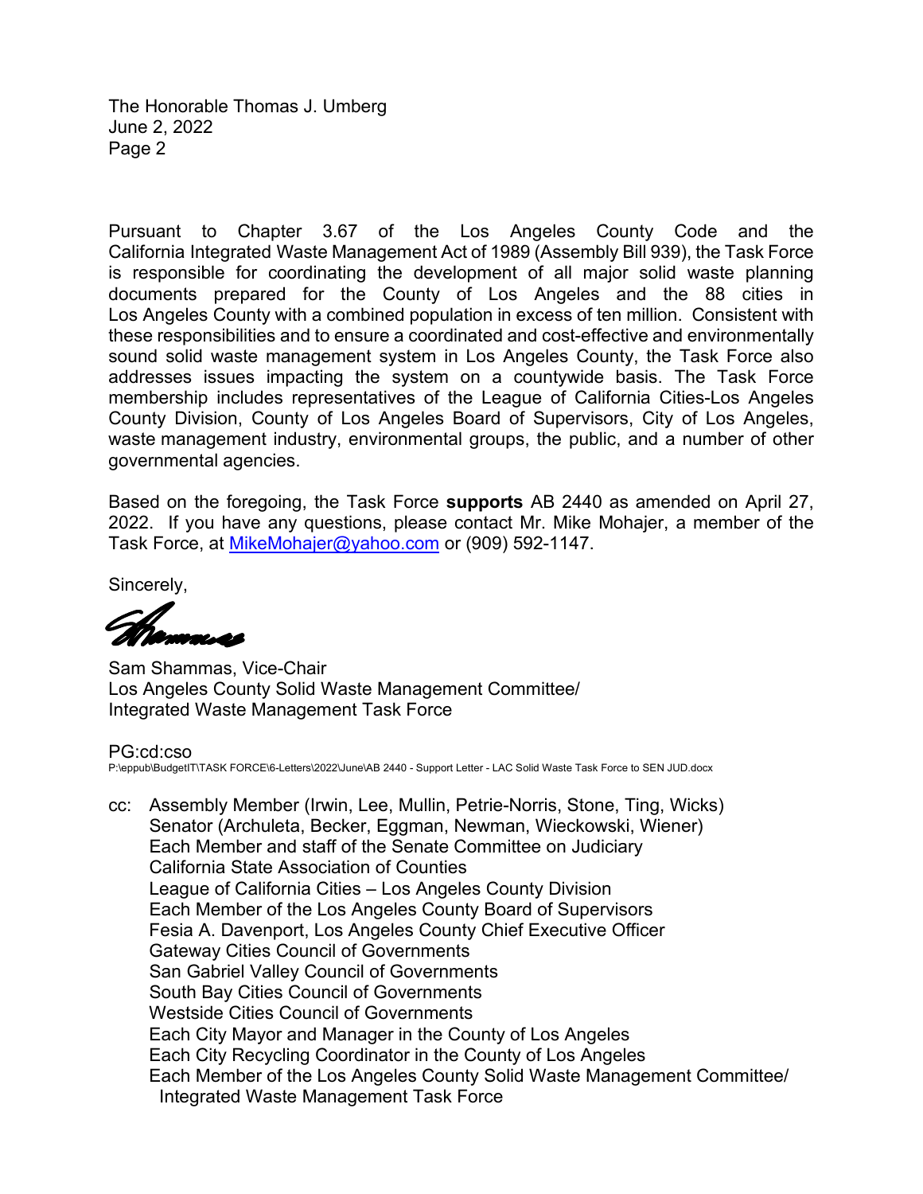The Honorable Thomas J. Umberg
June 2, 2022
Page 2

Pursuant to Chapter 3.67 of the Los Angeles County Code and the California Integrated Waste Management Act of 1989 (Assembly Bill 939), the Task Force is responsible for coordinating the development of all major solid waste planning documents prepared for the County of Los Angeles and the 88 cities in Los Angeles County with a combined population in excess of ten million. Consistent with these responsibilities and to ensure a coordinated and cost-effective and environmentally sound solid waste management system in Los Angeles County, the Task Force also addresses issues impacting the system on a countywide basis. The Task Force membership includes representatives of the League of California Cities-Los Angeles County Division, County of Los Angeles Board of Supervisors, City of Los Angeles, waste management industry, environmental groups, the public, and a number of other governmental agencies.

Based on the foregoing, the Task Force **supports** AB 2440 as amended on April 27, 2022. If you have any questions, please contact Mr. Mike Mohajer, a member of the Task Force, at MikeMohajer@yahoo.com or (909) 592-1147.

Sincerely,

Sam Shammas, Vice-Chair
Los Angeles County Solid Waste Management Committee/
Integrated Waste Management Task Force

PG:cd:cso
P:\eppub\BudgetIT\TASK FORCE\6-Letters\2022\June\AB 2440 - Support Letter - LAC Solid Waste Task Force to SEN JUD.docx

cc: Assembly Member (Irwin, Lee, Mullin, Petrie-Norris, Stone, Ting, Wicks)
Senator (Archuleta, Becker, Eggman, Newman, Wieckowski, Wiener)
Each Member and staff of the Senate Committee on Judiciary
California State Association of Counties
League of California Cities – Los Angeles County Division
Each Member of the Los Angeles County Board of Supervisors
Fesia A. Davenport, Los Angeles County Chief Executive Officer
Gateway Cities Council of Governments
San Gabriel Valley Council of Governments
South Bay Cities Council of Governments
Westside Cities Council of Governments
Each City Mayor and Manager in the County of Los Angeles
Each City Recycling Coordinator in the County of Los Angeles
Each Member of the Los Angeles County Solid Waste Management Committee/ Integrated Waste Management Task Force